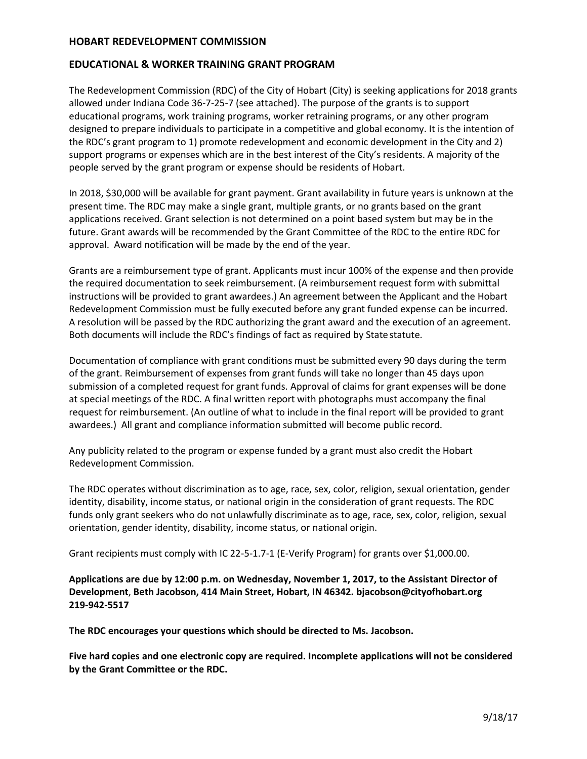# HOBART REDEVELOPMENT COMMISSION

## EDUCATIONAL & WORKER TRAINING GRANT PROGRAM

The Redevelopment Commission (RDC) of the City of Hobart (City) is seeking applications for 2018 grants allowed under Indiana Code 36-7-25-7 (see attached). The purpose of the grants is to support educational programs, work training programs, worker retraining programs, or any other program designed to prepare individuals to participate in a competitive and global economy. It is the intention of the RDC's grant program to 1) promote redevelopment and economic development in the City and 2) support programs or expenses which are in the best interest of the City's residents. A majority of the people served by the grant program or expense should be residents of Hobart.

In 2018, $30,000 will be available for grant payment. Grant availability in future years is unknown at the present time. The RDC may make a single grant, multiple grants, or no grants based on the grant applications received. Grant selection is not determined on a point based system but may be in the future. Grant awards will be recommended by the Grant Committee of the RDC to the entire RDC for approval. Award notification will be made by the end of the year.

Grants are a reimbursement type of grant. Applicants must incur 100% of the expense and then provide the required documentation to seek reimbursement. (A reimbursement request form with submittal instructions will be provided to grant awardees.) An agreement between the Applicant and the Hobart Redevelopment Commission must be fully executed before any grant funded expense can be incurred. A resolution will be passed by the RDC authorizing the grant award and the execution of an agreement. Both documents will include the RDC's findings of fact as required by State statute.

Documentation of compliance with grant conditions must be submitted every 90 days during the term of the grant. Reimbursement of expenses from grant funds will take no longer than 45 days upon submission of a completed request for grant funds. Approval of claims for grant expenses will be done at special meetings of the RDC. A final written report with photographs must accompany the final request for reimbursement. (An outline of what to include in the final report will be provided to grant awardees.) All grant and compliance information submitted will become public record.

Any publicity related to the program or expense funded by a grant must also credit the Hobart Redevelopment Commission.

The RDC operates without discrimination as to age, race, sex, color, religion, sexual orientation, gender identity, disability, income status, or national origin in the consideration of grant requests. The RDC funds only grant seekers who do not unlawfully discriminate as to age, race, sex, color, religion, sexual orientation, gender identity, disability, income status, or national origin.

Grant recipients must comply with IC 22-5-1.7-1 (E-Verify Program) for grants over $1,000.00.

**Applications are due by 12:00 p.m. on Wednesday, November 1, 2017, to the Assistant Director of Development, Beth Jacobson, 414 Main Street, Hobart, IN 46342. bjacobson@cityofhobart.org 219-942-5517**

**The RDC encourages your questions which should be directed to Ms. Jacobson.**

**Five hard copies and one electronic copy are required. Incomplete applications will not be considered by the Grant Committee or the RDC.**

9/18/17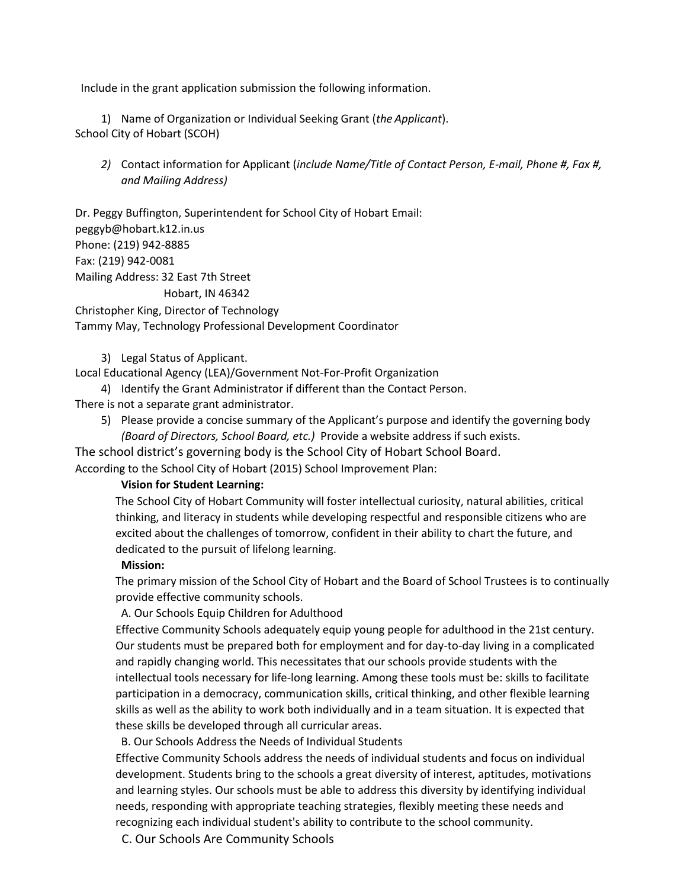Include in the grant application submission the following information.

1) Name of Organization or Individual Seeking Grant (*the Applicant*).

School City of Hobart (SCOH)

2) Contact information for Applicant (*include Name/Title of Contact Person, E-mail, Phone #, Fax #, and Mailing Address)*

Dr. Peggy Buffington, Superintendent for School City of Hobart Email:
peggyb@hobart.k12.in.us
Phone: (219) 942-8885
Fax: (219) 942-0081
Mailing Address: 32 East 7th Street
Hobart, IN 46342
Christopher King, Director of Technology
Tammy May, Technology Professional Development Coordinator

3) Legal Status of Applicant.

Local Educational Agency (LEA)/Government Not-For-Profit Organization

4) Identify the Grant Administrator if different than the Contact Person.

There is not a separate grant administrator.

5) Please provide a concise summary of the Applicant's purpose and identify the governing body *(Board of Directors, School Board, etc.)* Provide a website address if such exists.

The school district's governing body is the School City of Hobart School Board.
According to the School City of Hobart (2015) School Improvement Plan:

**Vision for Student Learning:**

The School City of Hobart Community will foster intellectual curiosity, natural abilities, critical thinking, and literacy in students while developing respectful and responsible citizens who are excited about the challenges of tomorrow, confident in their ability to chart the future, and dedicated to the pursuit of lifelong learning.

**Mission:**

The primary mission of the School City of Hobart and the Board of School Trustees is to continually provide effective community schools.

A. Our Schools Equip Children for Adulthood

Effective Community Schools adequately equip young people for adulthood in the 21st century. Our students must be prepared both for employment and for day-to-day living in a complicated and rapidly changing world. This necessitates that our schools provide students with the intellectual tools necessary for life-long learning. Among these tools must be: skills to facilitate participation in a democracy, communication skills, critical thinking, and other flexible learning skills as well as the ability to work both individually and in a team situation. It is expected that these skills be developed through all curricular areas.

B. Our Schools Address the Needs of Individual Students

Effective Community Schools address the needs of individual students and focus on individual development. Students bring to the schools a great diversity of interest, aptitudes, motivations and learning styles. Our schools must be able to address this diversity by identifying individual needs, responding with appropriate teaching strategies, flexibly meeting these needs and recognizing each individual student's ability to contribute to the school community.

C. Our Schools Are Community Schools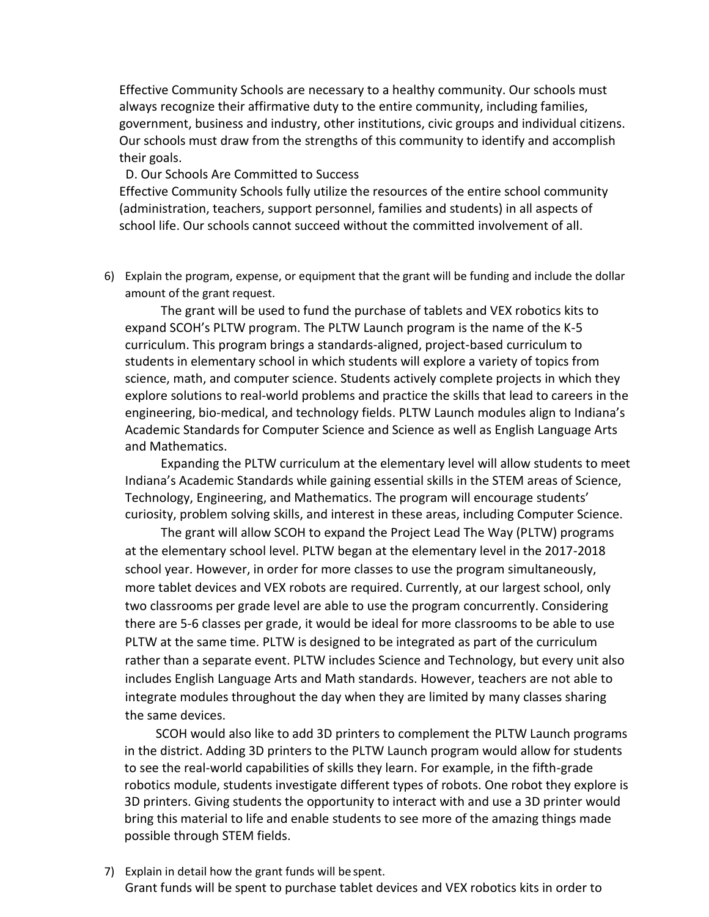Effective Community Schools are necessary to a healthy community. Our schools must always recognize their affirmative duty to the entire community, including families, government, business and industry, other institutions, civic groups and individual citizens. Our schools must draw from the strengths of this community to identify and accomplish their goals.

D. Our Schools Are Committed to Success

Effective Community Schools fully utilize the resources of the entire school community (administration, teachers, support personnel, families and students) in all aspects of school life. Our schools cannot succeed without the committed involvement of all.

6) Explain the program, expense, or equipment that the grant will be funding and include the dollar amount of the grant request.

The grant will be used to fund the purchase of tablets and VEX robotics kits to expand SCOH's PLTW program. The PLTW Launch program is the name of the K-5 curriculum. This program brings a standards-aligned, project-based curriculum to students in elementary school in which students will explore a variety of topics from science, math, and computer science. Students actively complete projects in which they explore solutions to real-world problems and practice the skills that lead to careers in the engineering, bio-medical, and technology fields. PLTW Launch modules align to Indiana's Academic Standards for Computer Science and Science as well as English Language Arts and Mathematics.

Expanding the PLTW curriculum at the elementary level will allow students to meet Indiana's Academic Standards while gaining essential skills in the STEM areas of Science, Technology, Engineering, and Mathematics. The program will encourage students' curiosity, problem solving skills, and interest in these areas, including Computer Science.

The grant will allow SCOH to expand the Project Lead The Way (PLTW) programs at the elementary school level. PLTW began at the elementary level in the 2017-2018 school year. However, in order for more classes to use the program simultaneously, more tablet devices and VEX robots are required. Currently, at our largest school, only two classrooms per grade level are able to use the program concurrently. Considering there are 5-6 classes per grade, it would be ideal for more classrooms to be able to use PLTW at the same time. PLTW is designed to be integrated as part of the curriculum rather than a separate event. PLTW includes Science and Technology, but every unit also includes English Language Arts and Math standards. However, teachers are not able to integrate modules throughout the day when they are limited by many classes sharing the same devices.

SCOH would also like to add 3D printers to complement the PLTW Launch programs in the district. Adding 3D printers to the PLTW Launch program would allow for students to see the real-world capabilities of skills they learn. For example, in the fifth-grade robotics module, students investigate different types of robots. One robot they explore is 3D printers. Giving students the opportunity to interact with and use a 3D printer would bring this material to life and enable students to see more of the amazing things made possible through STEM fields.

7) Explain in detail how the grant funds will be spent.

Grant funds will be spent to purchase tablet devices and VEX robotics kits in order to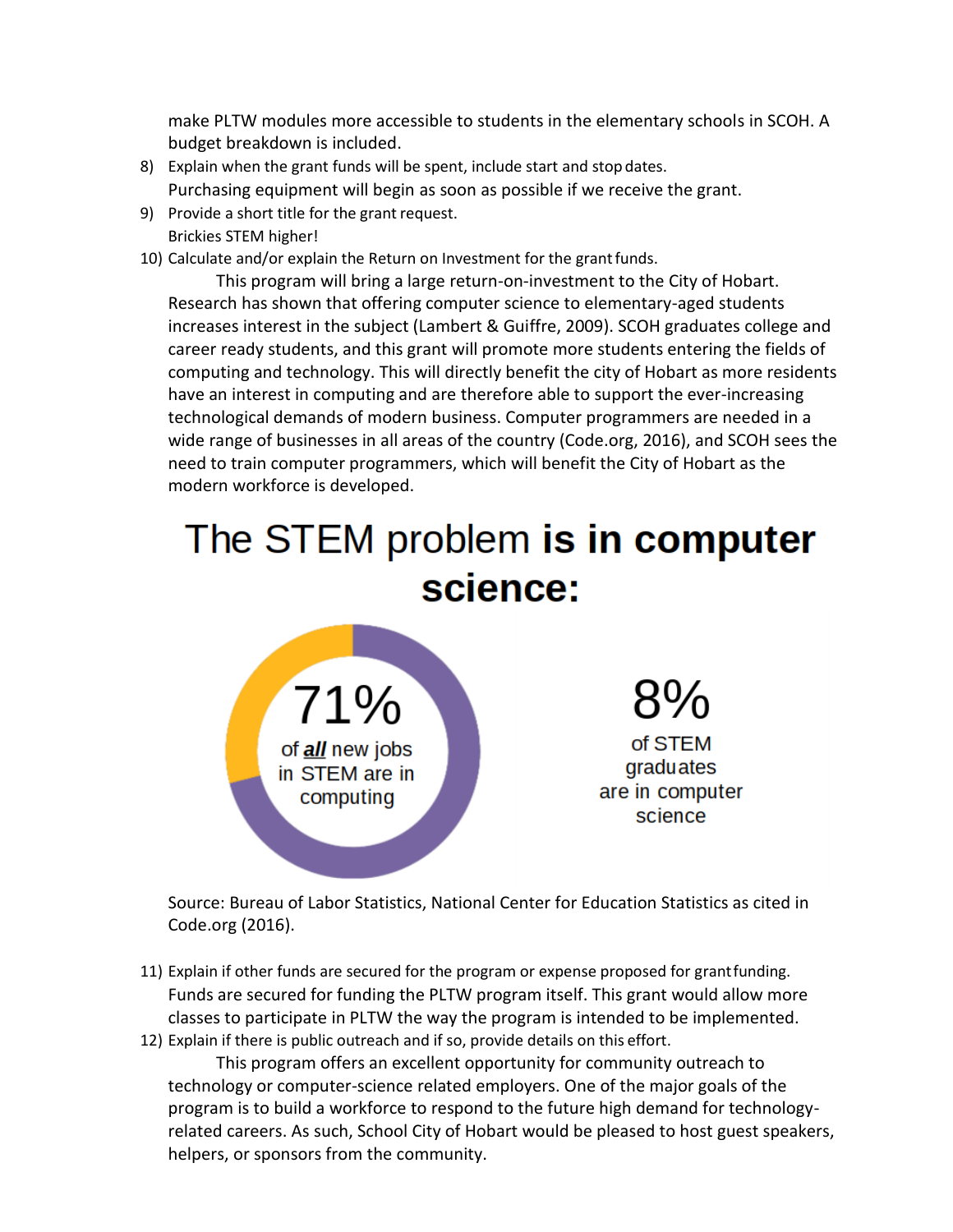make PLTW modules more accessible to students in the elementary schools in SCOH. A budget breakdown is included.

8) Explain when the grant funds will be spent, include start and stop dates.
   Purchasing equipment will begin as soon as possible if we receive the grant.
9) Provide a short title for the grant request.
   Brickies STEM higher!
10) Calculate and/or explain the Return on Investment for the grant funds.
    This program will bring a large return-on-investment to the City of Hobart. Research has shown that offering computer science to elementary-aged students increases interest in the subject (Lambert & Guiffre, 2009). SCOH graduates college and career ready students, and this grant will promote more students entering the fields of computing and technology. This will directly benefit the city of Hobart as more residents have an interest in computing and are therefore able to support the ever-increasing technological demands of modern business. Computer programmers are needed in a wide range of businesses in all areas of the country (Code.org, 2016), and SCOH sees the need to train computer programmers, which will benefit the City of Hobart as the modern workforce is developed.

## The STEM problem **is in computer science:**

**71%** of ***all*** new jobs in STEM are in computing

**8%** of STEM graduates are in computer science

Source: Bureau of Labor Statistics, National Center for Education Statistics as cited in Code.org (2016).

11) Explain if other funds are secured for the program or expense proposed for grant funding.
    Funds are secured for funding the PLTW program itself. This grant would allow more classes to participate in PLTW the way the program is intended to be implemented.
12) Explain if there is public outreach and if so, provide details on this effort.
    This program offers an excellent opportunity for community outreach to technology or computer-science related employers. One of the major goals of the program is to build a workforce to respond to the future high demand for technology-related careers. As such, School City of Hobart would be pleased to host guest speakers, helpers, or sponsors from the community.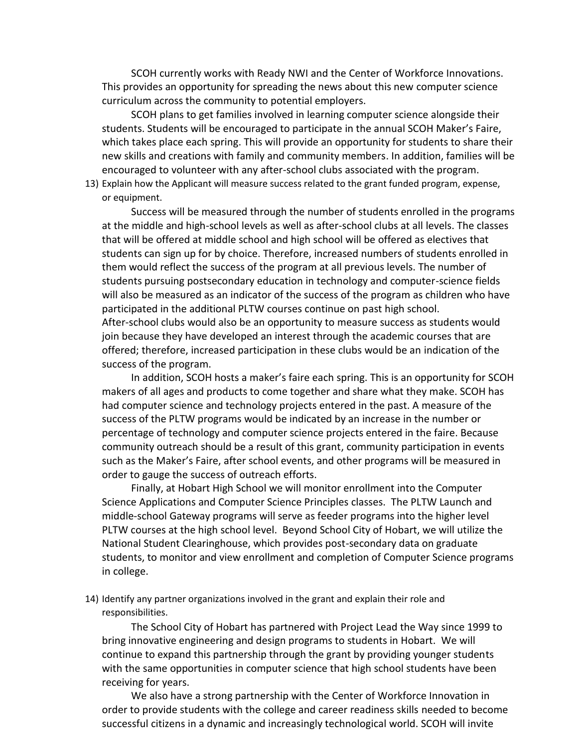SCOH currently works with Ready NWI and the Center of Workforce Innovations. This provides an opportunity for spreading the news about this new computer science curriculum across the community to potential employers.

SCOH plans to get families involved in learning computer science alongside their students. Students will be encouraged to participate in the annual SCOH Maker's Faire, which takes place each spring. This will provide an opportunity for students to share their new skills and creations with family and community members. In addition, families will be encouraged to volunteer with any after-school clubs associated with the program.

13) Explain how the Applicant will measure success related to the grant funded program, expense, or equipment.

Success will be measured through the number of students enrolled in the programs at the middle and high-school levels as well as after-school clubs at all levels. The classes that will be offered at middle school and high school will be offered as electives that students can sign up for by choice. Therefore, increased numbers of students enrolled in them would reflect the success of the program at all previous levels. The number of students pursuing postsecondary education in technology and computer-science fields will also be measured as an indicator of the success of the program as children who have participated in the additional PLTW courses continue on past high school. After-school clubs would also be an opportunity to measure success as students would join because they have developed an interest through the academic courses that are offered; therefore, increased participation in these clubs would be an indication of the success of the program.

In addition, SCOH hosts a maker's faire each spring. This is an opportunity for SCOH makers of all ages and products to come together and share what they make. SCOH has had computer science and technology projects entered in the past. A measure of the success of the PLTW programs would be indicated by an increase in the number or percentage of technology and computer science projects entered in the faire. Because community outreach should be a result of this grant, community participation in events such as the Maker's Faire, after school events, and other programs will be measured in order to gauge the success of outreach efforts.

Finally, at Hobart High School we will monitor enrollment into the Computer Science Applications and Computer Science Principles classes. The PLTW Launch and middle-school Gateway programs will serve as feeder programs into the higher level PLTW courses at the high school level. Beyond School City of Hobart, we will utilize the National Student Clearinghouse, which provides post-secondary data on graduate students, to monitor and view enrollment and completion of Computer Science programs in college.

14) Identify any partner organizations involved in the grant and explain their role and responsibilities.

The School City of Hobart has partnered with Project Lead the Way since 1999 to bring innovative engineering and design programs to students in Hobart. We will continue to expand this partnership through the grant by providing younger students with the same opportunities in computer science that high school students have been receiving for years.

We also have a strong partnership with the Center of Workforce Innovation in order to provide students with the college and career readiness skills needed to become successful citizens in a dynamic and increasingly technological world. SCOH will invite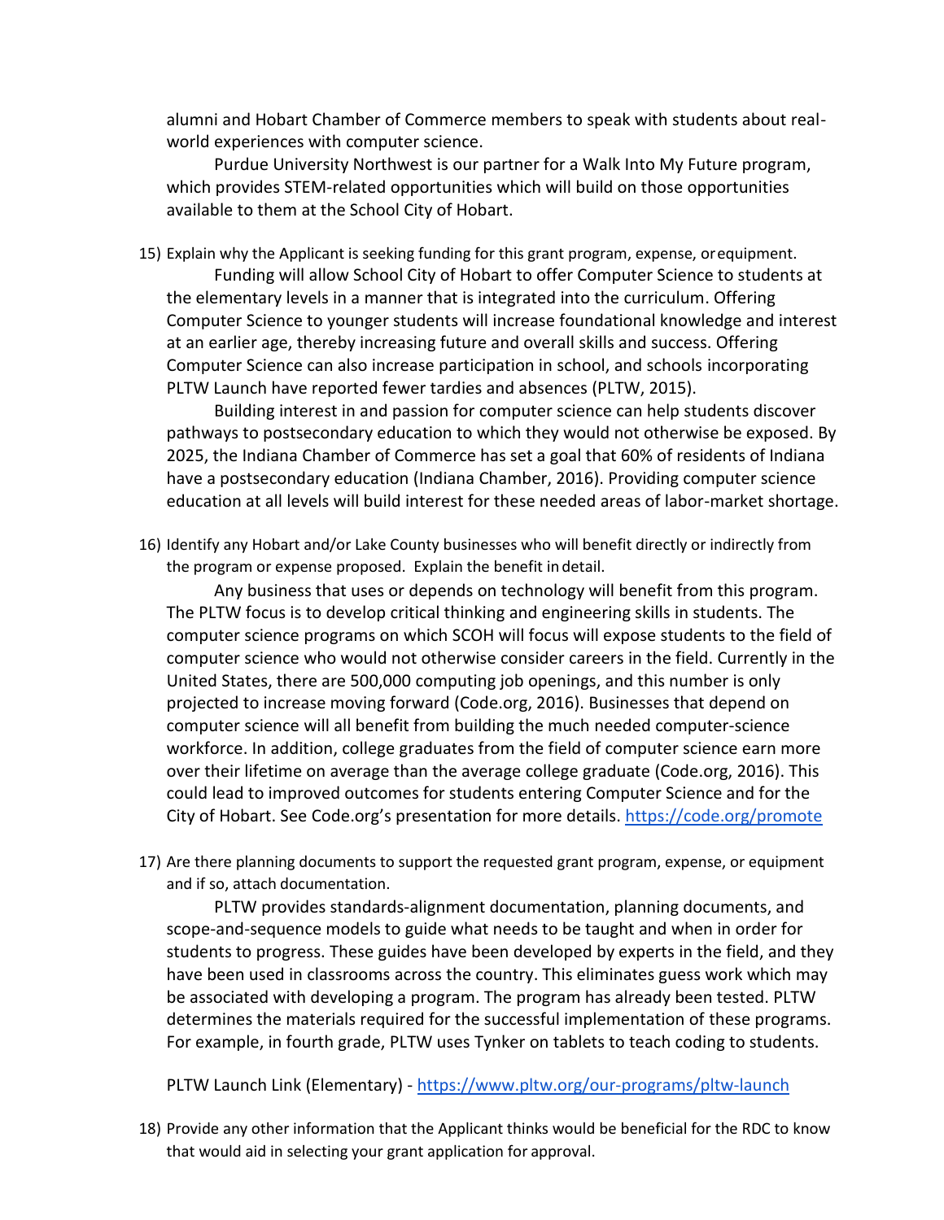alumni and Hobart Chamber of Commerce members to speak with students about real-world experiences with computer science.

Purdue University Northwest is our partner for a Walk Into My Future program, which provides STEM-related opportunities which will build on those opportunities available to them at the School City of Hobart.

15) Explain why the Applicant is seeking funding for this grant program, expense, or equipment.

Funding will allow School City of Hobart to offer Computer Science to students at the elementary levels in a manner that is integrated into the curriculum. Offering Computer Science to younger students will increase foundational knowledge and interest at an earlier age, thereby increasing future and overall skills and success. Offering Computer Science can also increase participation in school, and schools incorporating PLTW Launch have reported fewer tardies and absences (PLTW, 2015).

Building interest in and passion for computer science can help students discover pathways to postsecondary education to which they would not otherwise be exposed. By 2025, the Indiana Chamber of Commerce has set a goal that 60% of residents of Indiana have a postsecondary education (Indiana Chamber, 2016). Providing computer science education at all levels will build interest for these needed areas of labor-market shortage.

16) Identify any Hobart and/or Lake County businesses who will benefit directly or indirectly from the program or expense proposed. Explain the benefit in detail.

Any business that uses or depends on technology will benefit from this program. The PLTW focus is to develop critical thinking and engineering skills in students. The computer science programs on which SCOH will focus will expose students to the field of computer science who would not otherwise consider careers in the field. Currently in the United States, there are 500,000 computing job openings, and this number is only projected to increase moving forward (Code.org, 2016). Businesses that depend on computer science will all benefit from building the much needed computer-science workforce. In addition, college graduates from the field of computer science earn more over their lifetime on average than the average college graduate (Code.org, 2016). This could lead to improved outcomes for students entering Computer Science and for the City of Hobart. See Code.org's presentation for more details. https://code.org/promote

17) Are there planning documents to support the requested grant program, expense, or equipment and if so, attach documentation.

PLTW provides standards-alignment documentation, planning documents, and scope-and-sequence models to guide what needs to be taught and when in order for students to progress. These guides have been developed by experts in the field, and they have been used in classrooms across the country. This eliminates guess work which may be associated with developing a program. The program has already been tested. PLTW determines the materials required for the successful implementation of these programs. For example, in fourth grade, PLTW uses Tynker on tablets to teach coding to students.

PLTW Launch Link (Elementary) - https://www.pltw.org/our-programs/pltw-launch

18) Provide any other information that the Applicant thinks would be beneficial for the RDC to know that would aid in selecting your grant application for approval.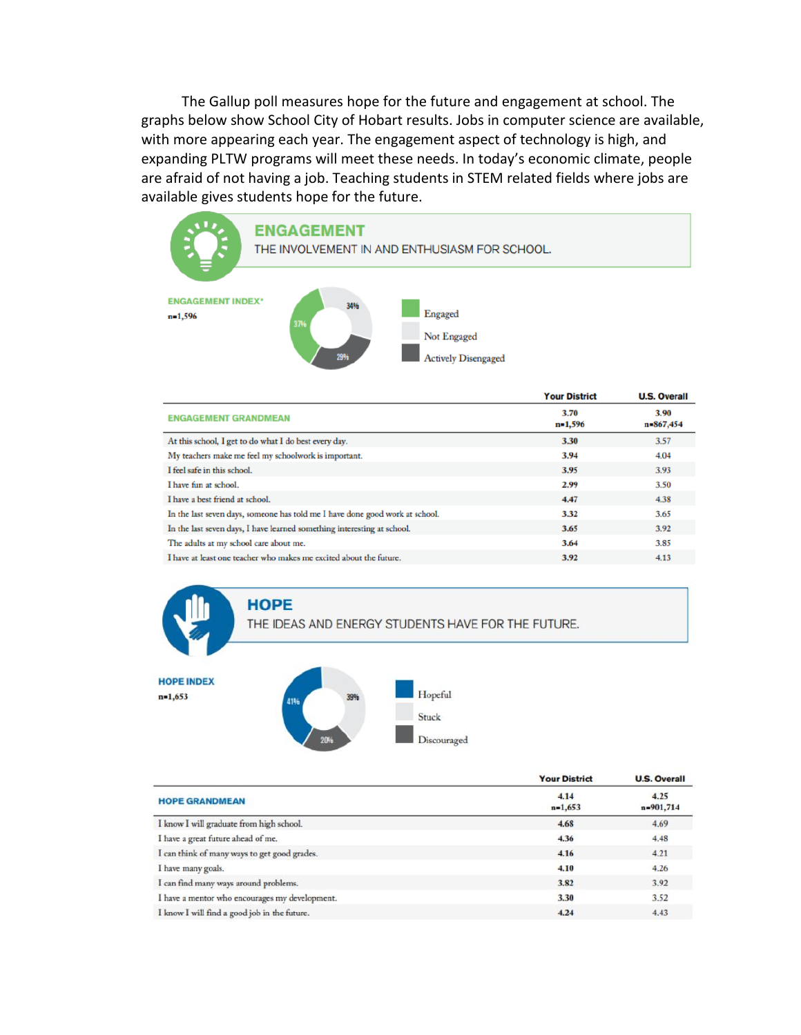The Gallup poll measures hope for the future and engagement at school. The graphs below show School City of Hobart results. Jobs in computer science are available, with more appearing each year. The engagement aspect of technology is high, and expanding PLTW programs will meet these needs. In today's economic climate, people are afraid of not having a job. Teaching students in STEM related fields where jobs are available gives students hope for the future.

## ENGAGEMENT

THE INVOLVEMENT IN AND ENTHUSIASM FOR SCHOOL.

**ENGAGEMENT INDEX***
n=1,596

- Engaged: 37%
- Not Engaged: 34%
- Actively Disengaged: 29%

| ENGAGEMENT GRANDMEAN | Your District 3.70 n=1,596 | U.S. Overall 3.90 n=867,454 |
|---|---|---|
| At this school, I get to do what I do best every day. | 3.30 | 3.57 |
| My teachers make me feel my schoolwork is important. | 3.94 | 4.04 |
| I feel safe in this school. | 3.95 | 3.93 |
| I have fun at school. | 2.99 | 3.50 |
| I have a best friend at school. | 4.47 | 4.38 |
| In the last seven days, someone has told me I have done good work at school. | 3.32 | 3.65 |
| In the last seven days, I have learned something interesting at school. | 3.65 | 3.92 |
| The adults at my school care about me. | 3.64 | 3.85 |
| I have at least one teacher who makes me excited about the future. | 3.92 | 4.13 |

## HOPE

THE IDEAS AND ENERGY STUDENTS HAVE FOR THE FUTURE.

**HOPE INDEX**
n=1,653

- Hopeful: 41%
- Stuck: 39%
- Discouraged: 20%

| HOPE GRANDMEAN | Your District 4.14 n=1,653 | U.S. Overall 4.25 n=901,714 |
|---|---|---|
| I know I will graduate from high school. | 4.68 | 4.69 |
| I have a great future ahead of me. | 4.36 | 4.48 |
| I can think of many ways to get good grades. | 4.16 | 4.21 |
| I have many goals. | 4.10 | 4.26 |
| I can find many ways around problems. | 3.82 | 3.92 |
| I have a mentor who encourages my development. | 3.30 | 3.52 |
| I know I will find a good job in the future. | 4.24 | 4.43 |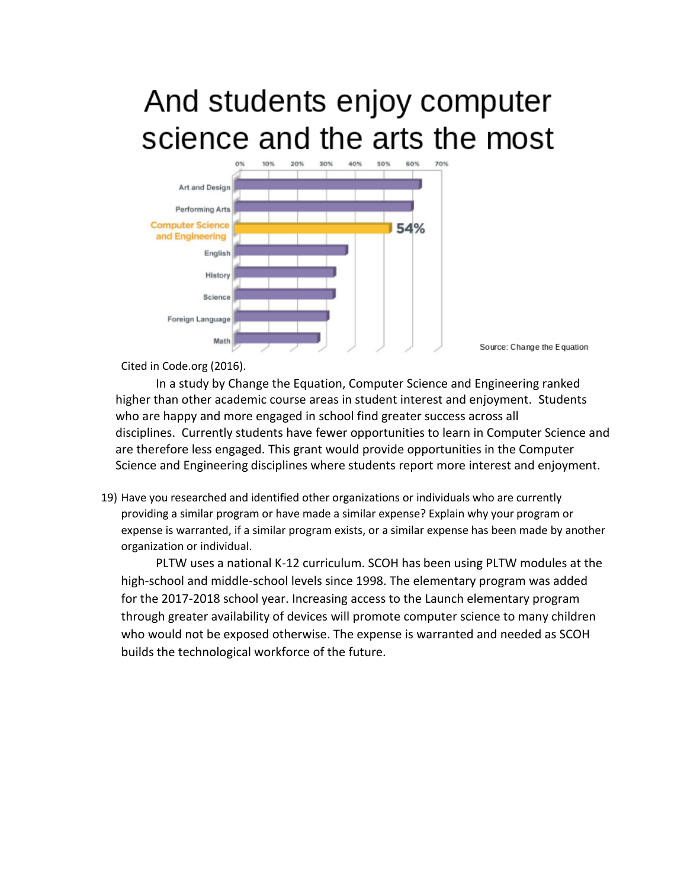# And students enjoy computer science and the arts the most

| Subject | Percentage |
| --- | --- |
| Art and Design | |
| Performing Arts | |
| Computer Science and Engineering | 54% |
| English | |
| History | |
| Science | |
| Foreign Language | |
| Math | |

Source: Change the Equation

Cited in Code.org (2016).

In a study by Change the Equation, Computer Science and Engineering ranked higher than other academic course areas in student interest and enjoyment. Students who are happy and more engaged in school find greater success across all disciplines. Currently students have fewer opportunities to learn in Computer Science and are therefore less engaged. This grant would provide opportunities in the Computer Science and Engineering disciplines where students report more interest and enjoyment.

19) Have you researched and identified other organizations or individuals who are currently providing a similar program or have made a similar expense? Explain why your program or expense is warranted, if a similar program exists, or a similar expense has been made by another organization or individual.

PLTW uses a national K-12 curriculum. SCOH has been using PLTW modules at the high-school and middle-school levels since 1998. The elementary program was added for the 2017-2018 school year. Increasing access to the Launch elementary program through greater availability of devices will promote computer science to many children who would not be exposed otherwise. The expense is warranted and needed as SCOH builds the technological workforce of the future.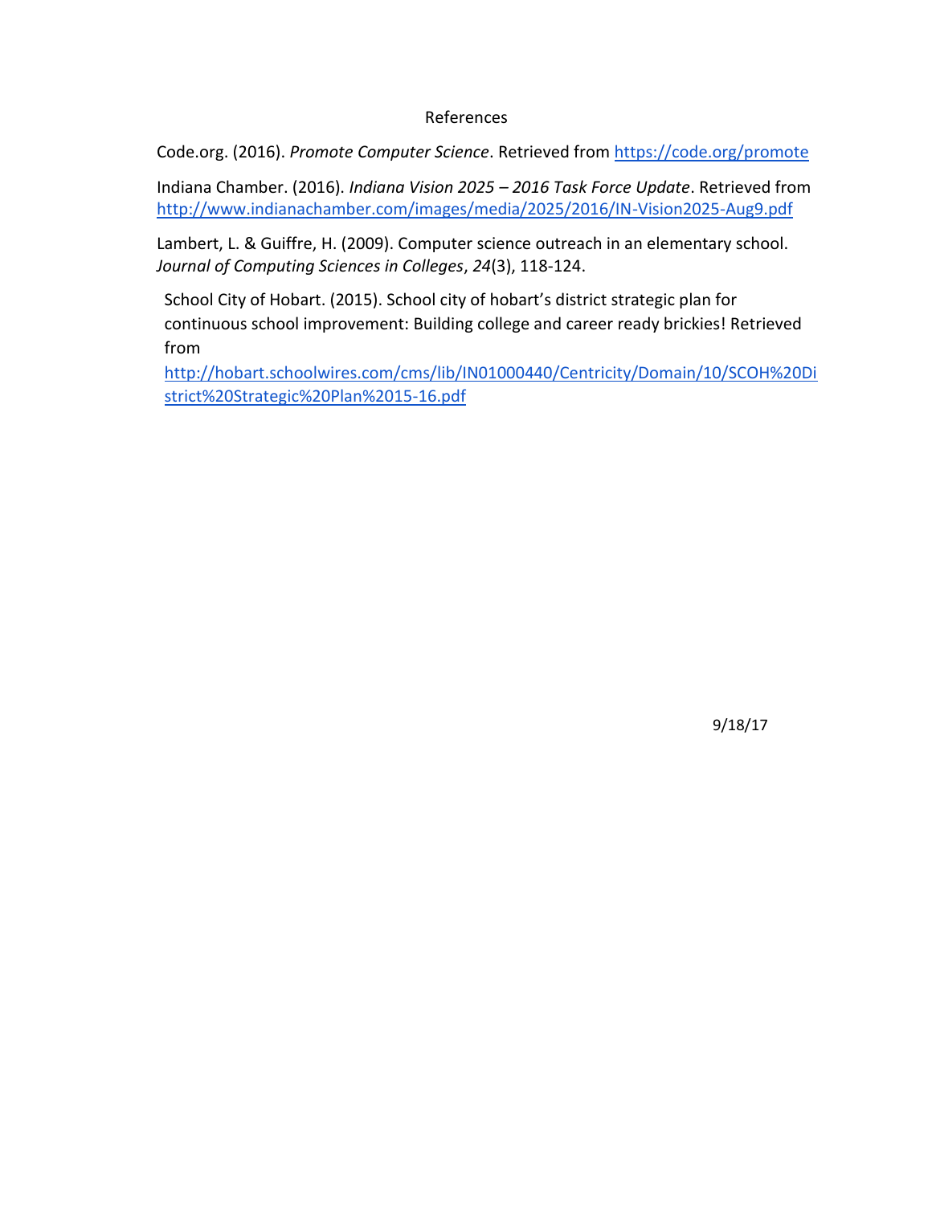# References

Code.org. (2016). *Promote Computer Science*. Retrieved from https://code.org/promote

Indiana Chamber. (2016). *Indiana Vision 2025 – 2016 Task Force Update*. Retrieved from http://www.indianachamber.com/images/media/2025/2016/IN-Vision2025-Aug9.pdf

Lambert, L. & Guiffre, H. (2009). Computer science outreach in an elementary school. *Journal of Computing Sciences in Colleges*, *24*(3), 118-124.

School City of Hobart. (2015). School city of hobart's district strategic plan for continuous school improvement: Building college and career ready brickies! Retrieved from http://hobart.schoolwires.com/cms/lib/IN01000440/Centricity/Domain/10/SCOH%20District%20Strategic%20Plan%2015-16.pdf

9/18/17